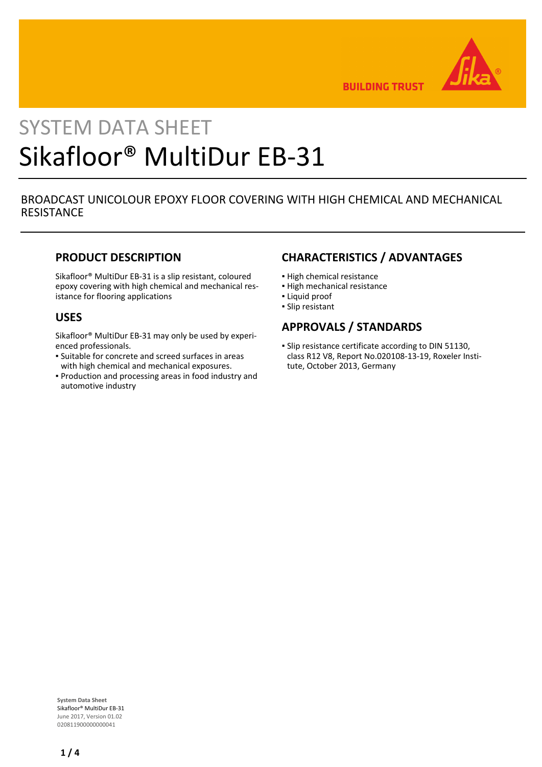SYSTEM DATA SHEET

# Sikafloor® MultiDur EB-31

BROADCAST UNICOLOUR EPOXY FLOOR COVERING WITH HIGH CHEMICAL AND MECHANICAL RESISTANCE

## PRODUCT DESCRIPTION

Sikafloor® MultiDur EB-31 is a slip resistant, coloured epoxy covering with high chemical and mechanical resistance for flooring applications

## USES

Sikafloor® MultiDur EB-31 may only be used by experienced professionals.

- Suitable for concrete and screed surfaces in areas with high chemical and mechanical exposures.
- Production and processing areas in food industry and automotive industry

## CHARACTERISTICS / ADVANTAGES

- High chemical resistance
- High mechanical resistance
- Liquid proof
- Slip resistant

## APPROVALS / STANDARDS

- Slip resistance certificate according to DIN 51130, class R12 V8, Report No.020108-13-19, Roxeler Institute, October 2013, Germany

**System Data Sheet**
Sikafloor® MultiDur EB-31
June 2017, Version 01.02
020811900000000041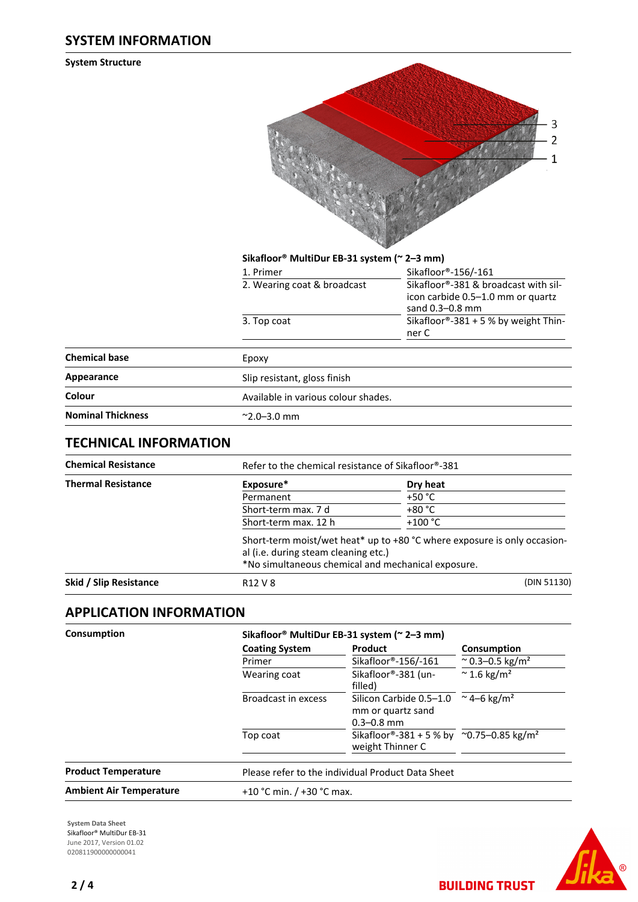## SYSTEM INFORMATION

### System Structure

**Sikafloor® MultiDur EB-31 system (~ 2–3 mm)**

| | |
|---|---|
| 1. Primer | Sikafloor®-156/-161 |
| 2. Wearing coat & broadcast | Sikafloor®-381 & broadcast with silicon carbide 0.5–1.0 mm or quartz sand 0.3–0.8 mm |
| 3. Top coat | Sikafloor®-381 + 5 % by weight Thinner C |

| | |
|---|---|
| **Chemical base** | Epoxy |
| **Appearance** | Slip resistant, gloss finish |
| **Colour** | Available in various colour shades. |
| **Nominal Thickness** | ~2.0–3.0 mm |

## TECHNICAL INFORMATION

**Chemical Resistance**

Refer to the chemical resistance of Sikafloor®-381

**Thermal Resistance**

| Exposure* | Dry heat |
|---|---|
| Permanent | +50 °C |
| Short-term max. 7 d | +80 °C |
| Short-term max. 12 h | +100 °C |

Short-term moist/wet heat* up to +80 °C where exposure is only occasional (i.e. during steam cleaning etc.)
*No simultaneous chemical and mechanical exposure.

**Skid / Slip Resistance**

R12 V 8 (DIN 51130)

## APPLICATION INFORMATION

**Consumption**

**Sikafloor® MultiDur EB-31 system (~ 2–3 mm)**

| Coating System | Product | Consumption |
|---|---|---|
| Primer | Sikafloor®-156/-161 | ~ 0.3–0.5 kg/m² |
| Wearing coat | Sikafloor®-381 (unfilled) | ~ 1.6 kg/m² |
| Broadcast in excess | Silicon Carbide 0.5–1.0 mm or quartz sand 0.3–0.8 mm | ~ 4–6 kg/m² |
| Top coat | Sikafloor®-381 + 5 % by weight Thinner C | ~0.75–0.85 kg/m² |

| | |
|---|---|
| **Product Temperature** | Please refer to the individual Product Data Sheet |
| **Ambient Air Temperature** | +10 °C min. / +30 °C max. |

System Data Sheet
Sikafloor® MultiDur EB-31
June 2017, Version 01.02
020811900000000041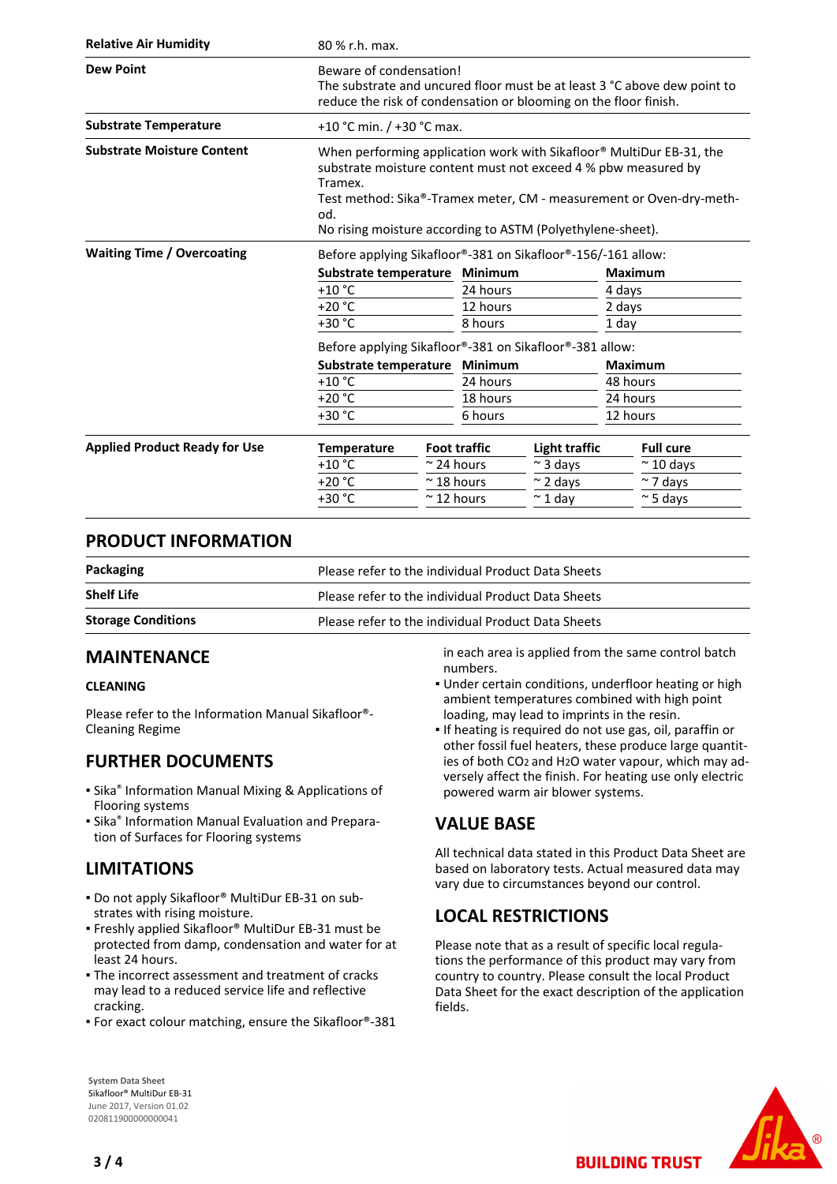| | |
|---|---|
| **Relative Air Humidity** | 80 % r.h. max. |
| **Dew Point** | Beware of condensation!<br>The substrate and uncured floor must be at least 3 °C above dew point to reduce the risk of condensation or blooming on the floor finish. |
| **Substrate Temperature** | +10 °C min. / +30 °C max. |
| **Substrate Moisture Content** | When performing application work with Sikafloor® MultiDur EB-31, the substrate moisture content must not exceed 4 % pbw measured by Tramex.<br>Test method: Sika®-Tramex meter, CM - measurement or Oven-dry-method.<br>No rising moisture according to ASTM (Polyethylene-sheet). |

**Waiting Time / Overcoating**

Before applying Sikafloor®-381 on Sikafloor®-156/-161 allow:

| Substrate temperature | Minimum | Maximum |
|---|---|---|
| +10 °C | 24 hours | 4 days |
| +20 °C | 12 hours | 2 days |
| +30 °C | 8 hours | 1 day |

Before applying Sikafloor®-381 on Sikafloor®-381 allow:

| Substrate temperature | Minimum | Maximum |
|---|---|---|
| +10 °C | 24 hours | 48 hours |
| +20 °C | 18 hours | 24 hours |
| +30 °C | 6 hours | 12 hours |

**Applied Product Ready for Use**

| Temperature | Foot traffic | Light traffic | Full cure |
|---|---|---|---|
| +10 °C | ~ 24 hours | ~ 3 days | ~ 10 days |
| +20 °C | ~ 18 hours | ~ 2 days | ~ 7 days |
| +30 °C | ~ 12 hours | ~ 1 day | ~ 5 days |

## PRODUCT INFORMATION

| | |
|---|---|
| **Packaging** | Please refer to the individual Product Data Sheets |
| **Shelf Life** | Please refer to the individual Product Data Sheets |
| **Storage Conditions** | Please refer to the individual Product Data Sheets |

## MAINTENANCE

### CLEANING

Please refer to the Information Manual Sikafloor®-Cleaning Regime

## FURTHER DOCUMENTS

- Sika® Information Manual Mixing & Applications of Flooring systems
- Sika® Information Manual Evaluation and Preparation of Surfaces for Flooring systems

## LIMITATIONS

- Do not apply Sikafloor® MultiDur EB-31 on substrates with rising moisture.
- Freshly applied Sikafloor® MultiDur EB-31 must be protected from damp, condensation and water for at least 24 hours.
- The incorrect assessment and treatment of cracks may lead to a reduced service life and reflective cracking.
- For exact colour matching, ensure the Sikafloor®-381 in each area is applied from the same control batch numbers.
- Under certain conditions, underfloor heating or high ambient temperatures combined with high point loading, may lead to imprints in the resin.
- If heating is required do not use gas, oil, paraffin or other fossil fuel heaters, these produce large quantities of both $CO_2$ and $H_2O$ water vapour, which may adversely affect the finish. For heating use only electric powered warm air blower systems.

## VALUE BASE

All technical data stated in this Product Data Sheet are based on laboratory tests. Actual measured data may vary due to circumstances beyond our control.

## LOCAL RESTRICTIONS

Please note that as a result of specific local regulations the performance of this product may vary from country to country. Please consult the local Product Data Sheet for the exact description of the application fields.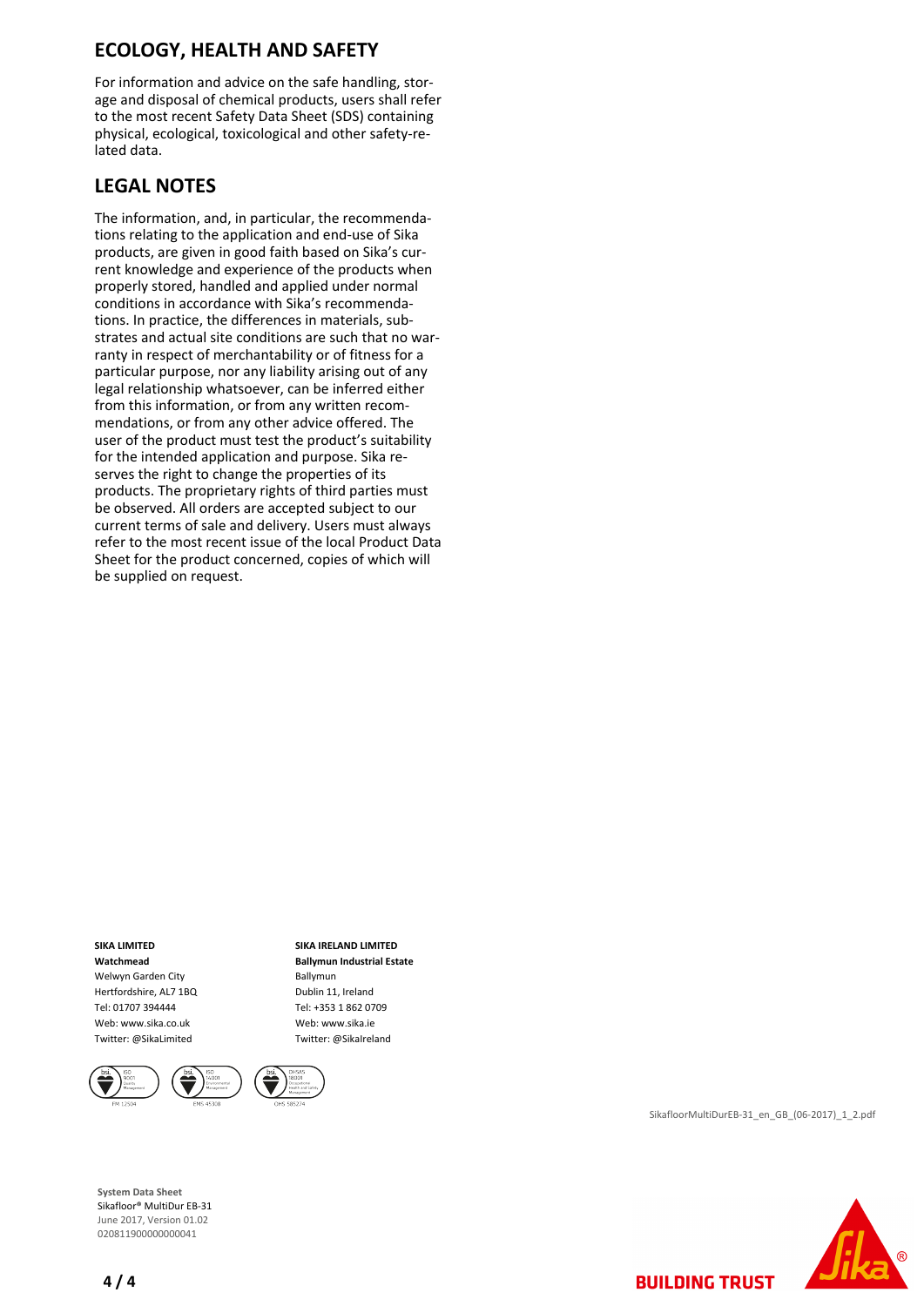## ECOLOGY, HEALTH AND SAFETY

For information and advice on the safe handling, storage and disposal of chemical products, users shall refer to the most recent Safety Data Sheet (SDS) containing physical, ecological, toxicological and other safety-related data.

## LEGAL NOTES

The information, and, in particular, the recommendations relating to the application and end-use of Sika products, are given in good faith based on Sika's current knowledge and experience of the products when properly stored, handled and applied under normal conditions in accordance with Sika's recommendations. In practice, the differences in materials, substrates and actual site conditions are such that no warranty in respect of merchantability or of fitness for a particular purpose, nor any liability arising out of any legal relationship whatsoever, can be inferred either from this information, or from any written recommendations, or from any other advice offered. The user of the product must test the product's suitability for the intended application and purpose. Sika reserves the right to change the properties of its products. The proprietary rights of third parties must be observed. All orders are accepted subject to our current terms of sale and delivery. Users must always refer to the most recent issue of the local Product Data Sheet for the product concerned, copies of which will be supplied on request.

**SIKA LIMITED**
**Watchmead**
Welwyn Garden City
Hertfordshire, AL7 1BQ
Tel: 01707 394444
Web: www.sika.co.uk
Twitter: @SikaLimited

**SIKA IRELAND LIMITED**
**Ballymun Industrial Estate**
Ballymun
Dublin 11, Ireland
Tel: +353 1 862 0709
Web: www.sika.ie
Twitter: @SikaIreland

FM 12504 EMS 45308 OHS 585274

SikafloorMultiDurEB-31_en_GB_(06-2017)_1_2.pdf

**System Data Sheet**
Sikafloor® MultiDur EB-31
June 2017, Version 01.02
020811900000000041

BUILDING TRUST